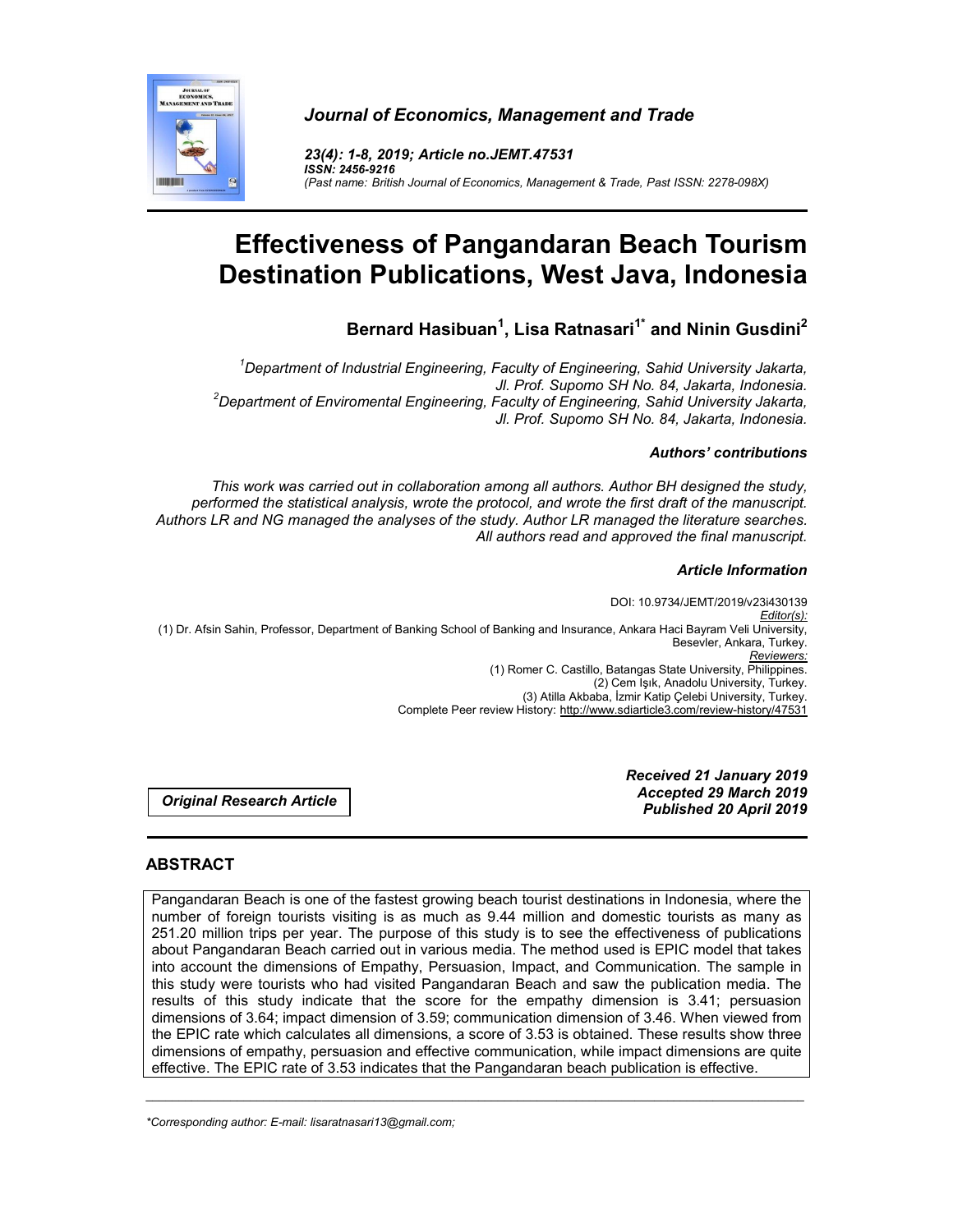*Journal of Economics, Management and Trade*

*23(4): 1-8, 2019; Article no.JEMT.47531*
*ISSN: 2456-9216*
*(Past name: British Journal of Economics, Management & Trade, Past ISSN: 2278-098X)*

# Effectiveness of Pangandaran Beach Tourism Destination Publications, West Java, Indonesia

**Bernard Hasibuan[1], Lisa Ratnasari[1*] and Ninin Gusdini[2]**

*[1]Department of Industrial Engineering, Faculty of Engineering, Sahid University Jakarta, Jl. Prof. Supomo SH No. 84, Jakarta, Indonesia.*
*[2]Department of Enviromental Engineering, Faculty of Engineering, Sahid University Jakarta, Jl. Prof. Supomo SH No. 84, Jakarta, Indonesia.*

### *Authors' contributions*

*This work was carried out in collaboration among all authors. Author BH designed the study, performed the statistical analysis, wrote the protocol, and wrote the first draft of the manuscript. Authors LR and NG managed the analyses of the study. Author LR managed the literature searches. All authors read and approved the final manuscript.*

### *Article Information*

DOI: 10.9734/JEMT/2019/v23i430139
*Editor(s):*
(1) Dr. Afsin Sahin, Professor, Department of Banking School of Banking and Insurance, Ankara Haci Bayram Veli University, Besevler, Ankara, Turkey.
*Reviewers:*
(1) Romer C. Castillo, Batangas State University, Philippines.
(2) Cem Işık, Anadolu University, Turkey.
(3) Atilla Akbaba, İzmir Katip Çelebi University, Turkey.
Complete Peer review History: http://www.sdiarticle3.com/review-history/47531

*Original Research Article*

***Received 21 January 2019***
***Accepted 29 March 2019***
***Published 20 April 2019***

## ABSTRACT

Pangandaran Beach is one of the fastest growing beach tourist destinations in Indonesia, where the number of foreign tourists visiting is as much as 9.44 million and domestic tourists as many as 251.20 million trips per year. The purpose of this study is to see the effectiveness of publications about Pangandaran Beach carried out in various media. The method used is EPIC model that takes into account the dimensions of Empathy, Persuasion, Impact, and Communication. The sample in this study were tourists who had visited Pangandaran Beach and saw the publication media. The results of this study indicate that the score for the empathy dimension is 3.41; persuasion dimensions of 3.64; impact dimension of 3.59; communication dimension of 3.46. When viewed from the EPIC rate which calculates all dimensions, a score of 3.53 is obtained. These results show three dimensions of empathy, persuasion and effective communication, while impact dimensions are quite effective. The EPIC rate of 3.53 indicates that the Pangandaran beach publication is effective.

---

*\*Corresponding author: E-mail: lisaratnasari13@gmail.com;*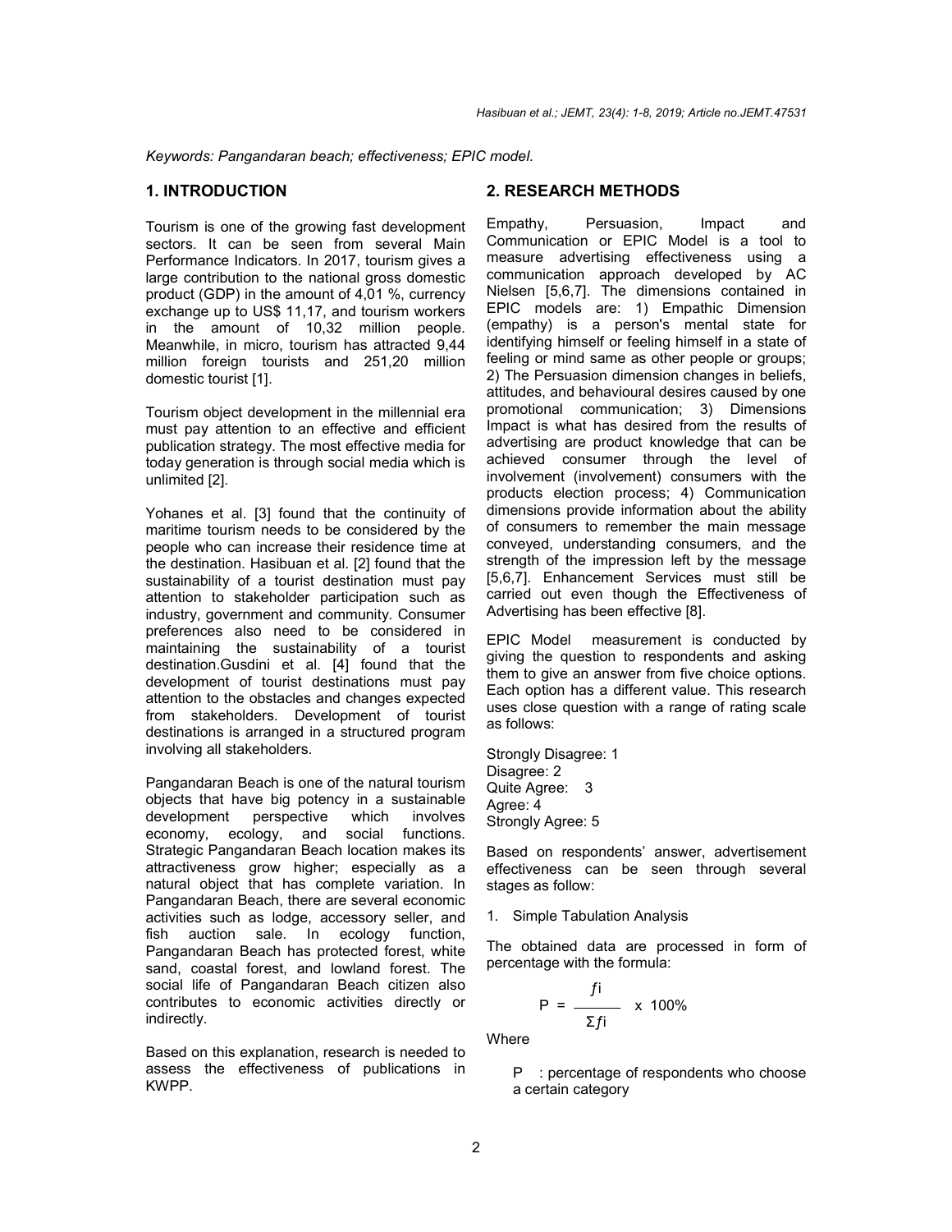*Keywords: Pangandaran beach; effectiveness; EPIC model.*

## 1. INTRODUCTION

Tourism is one of the growing fast development sectors. It can be seen from several Main Performance Indicators. In 2017, tourism gives a large contribution to the national gross domestic product (GDP) in the amount of 4,01 %, currency exchange up to US$ 11,17, and tourism workers in the amount of 10,32 million people. Meanwhile, in micro, tourism has attracted 9,44 million foreign tourists and 251,20 million domestic tourist [1].

Tourism object development in the millennial era must pay attention to an effective and efficient publication strategy. The most effective media for today generation is through social media which is unlimited [2].

Yohanes et al. [3] found that the continuity of maritime tourism needs to be considered by the people who can increase their residence time at the destination. Hasibuan et al. [2] found that the sustainability of a tourist destination must pay attention to stakeholder participation such as industry, government and community. Consumer preferences also need to be considered in maintaining the sustainability of a tourist destination.Gusdini et al. [4] found that the development of tourist destinations must pay attention to the obstacles and changes expected from stakeholders. Development of tourist destinations is arranged in a structured program involving all stakeholders.

Pangandaran Beach is one of the natural tourism objects that have big potency in a sustainable development perspective which involves economy, ecology, and social functions. Strategic Pangandaran Beach location makes its attractiveness grow higher; especially as a natural object that has complete variation. In Pangandaran Beach, there are several economic activities such as lodge, accessory seller, and fish auction sale. In ecology function, Pangandaran Beach has protected forest, white sand, coastal forest, and lowland forest. The social life of Pangandaran Beach citizen also contributes to economic activities directly or indirectly.

Based on this explanation, research is needed to assess the effectiveness of publications in KWPP.

## 2. RESEARCH METHODS

Empathy, Persuasion, Impact and Communication or EPIC Model is a tool to measure advertising effectiveness using a communication approach developed by AC Nielsen [5,6,7]. The dimensions contained in EPIC models are: 1) Empathic Dimension (empathy) is a person's mental state for identifying himself or feeling himself in a state of feeling or mind same as other people or groups; 2) The Persuasion dimension changes in beliefs, attitudes, and behavioural desires caused by one promotional communication; 3) Dimensions Impact is what has desired from the results of advertising are product knowledge that can be achieved consumer through the level of involvement (involvement) consumers with the products election process; 4) Communication dimensions provide information about the ability of consumers to remember the main message conveyed, understanding consumers, and the strength of the impression left by the message [5,6,7]. Enhancement Services must still be carried out even though the Effectiveness of Advertising has been effective [8].

EPIC Model measurement is conducted by giving the question to respondents and asking them to give an answer from five choice options. Each option has a different value. This research uses close question with a range of rating scale as follows:

Strongly Disagree: 1
Disagree: 2
Quite Agree: 3
Agree: 4
Strongly Agree: 5

Based on respondents' answer, advertisement effectiveness can be seen through several stages as follow:

1. Simple Tabulation Analysis

The obtained data are processed in form of percentage with the formula:

$$P = \frac{fi}{\Sigma fi} \times 100\%$$

Where

P : percentage of respondents who choose a certain category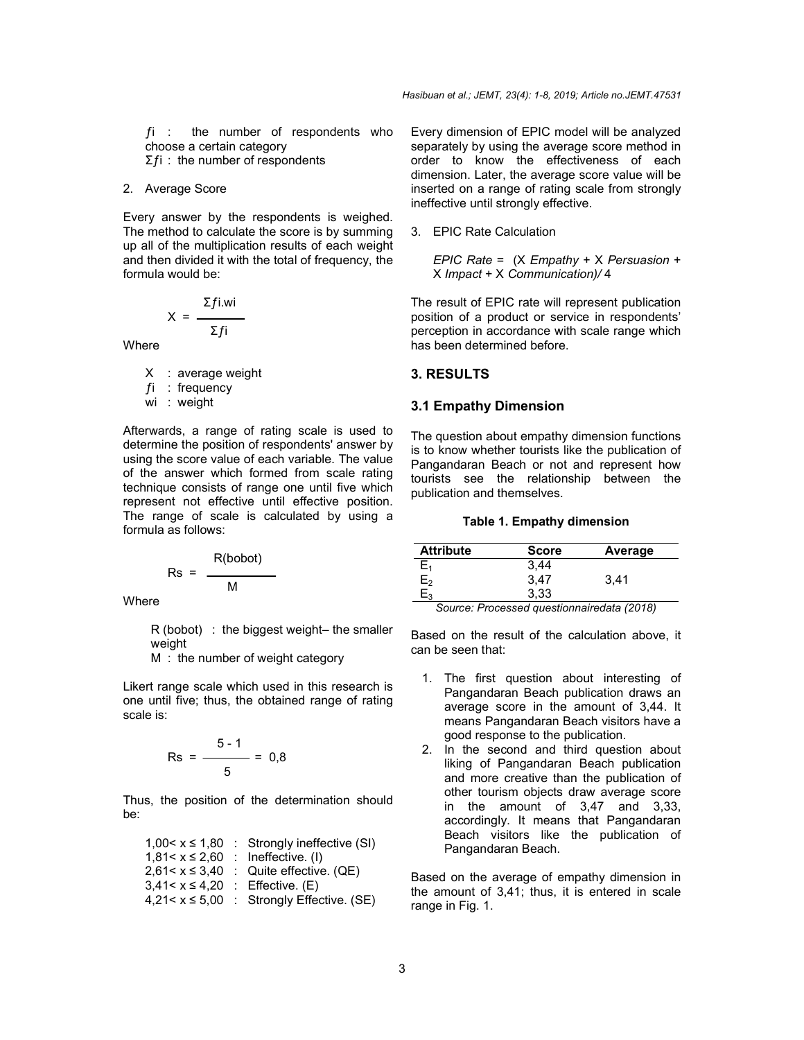$fi$ : the number of respondents who choose a certain category
$\Sigma fi$ : the number of respondents

2. Average Score

Every answer by the respondents is weighed. The method to calculate the score is by summing up all of the multiplication results of each weight and then divided it with the total of frequency, the formula would be:

$$X = \frac{\Sigma fi.wi}{\Sigma fi}$$

Where

X : average weight
$fi$ : frequency
wi : weight

Afterwards, a range of rating scale is used to determine the position of respondents' answer by using the score value of each variable. The value of the answer which formed from scale rating technique consists of range one until five which represent not effective until effective position. The range of scale is calculated by using a formula as follows:

$$Rs = \frac{R(bobot)}{M}$$

Where

R (bobot) : the biggest weight– the smaller weight
M : the number of weight category

Likert range scale which used in this research is one until five; thus, the obtained range of rating scale is:

$$Rs = \frac{5 - 1}{5} = 0{,}8$$

Thus, the position of the determination should be:

$1{,}00 < x \leq 1{,}80$ : Strongly ineffective (SI)
$1{,}81 < x \leq 2{,}60$ : Ineffective. (I)
$2{,}61 < x \leq 3{,}40$ : Quite effective. (QE)
$3{,}41 < x \leq 4{,}20$ : Effective. (E)
$4{,}21 < x \leq 5{,}00$ : Strongly Effective. (SE)

Every dimension of EPIC model will be analyzed separately by using the average score method in order to know the effectiveness of each dimension. Later, the average score value will be inserted on a range of rating scale from strongly ineffective until strongly effective.

3. EPIC Rate Calculation

*EPIC Rate* = (X *Empathy* + X *Persuasion* + X *Impact* + X *Communication)/* 4

The result of EPIC rate will represent publication position of a product or service in respondents' perception in accordance with scale range which has been determined before.

## 3. RESULTS

### 3.1 Empathy Dimension

The question about empathy dimension functions is to know whether tourists like the publication of Pangandaran Beach or not and represent how tourists see the relationship between the publication and themselves.

**Table 1. Empathy dimension**

| Attribute | Score | Average |
|---|---|---|
| $E_1$ | 3,44 | |
| $E_2$ | 3,47 | 3,41 |
| $E_3$ | 3,33 | |

*Source: Processed questionnairedata (2018)*

Based on the result of the calculation above, it can be seen that:

1. The first question about interesting of Pangandaran Beach publication draws an average score in the amount of 3,44. It means Pangandaran Beach visitors have a good response to the publication.
2. In the second and third question about liking of Pangandaran Beach publication and more creative than the publication of other tourism objects draw average score in the amount of 3,47 and 3,33, accordingly. It means that Pangandaran Beach visitors like the publication of Pangandaran Beach.

Based on the average of empathy dimension in the amount of 3,41; thus, it is entered in scale range in Fig. 1.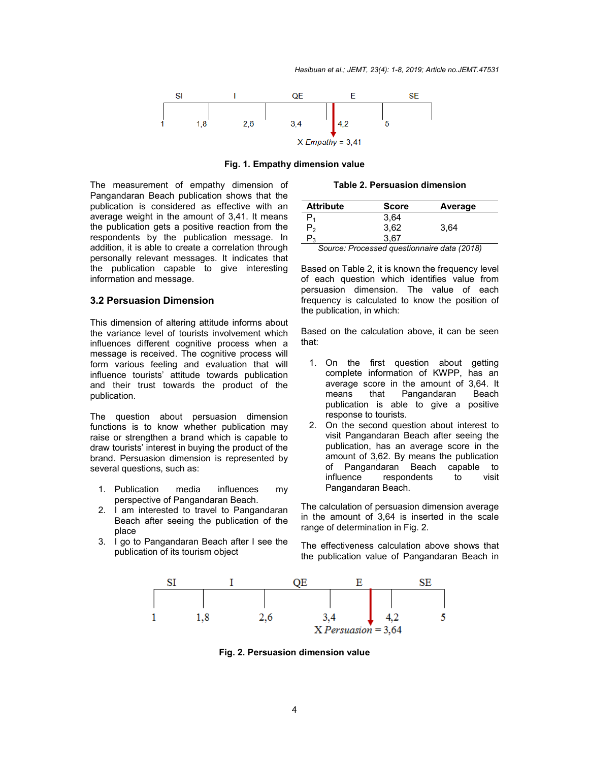SI I QE E SE

1 1,8 2,6 3,4 4,2 5

X *Empathy* = 3,41

**Fig. 1. Empathy dimension value**

The measurement of empathy dimension of Pangandaran Beach publication shows that the publication is considered as effective with an average weight in the amount of 3,41. It means the publication gets a positive reaction from the respondents by the publication message. In addition, it is able to create a correlation through personally relevant messages. It indicates that the publication capable to give interesting information and message.

## 3.2 Persuasion Dimension

This dimension of altering attitude informs about the variance level of tourists involvement which influences different cognitive process when a message is received. The cognitive process will form various feeling and evaluation that will influence tourists' attitude towards publication and their trust towards the product of the publication.

The question about persuasion dimension functions is to know whether publication may raise or strengthen a brand which is capable to draw tourists' interest in buying the product of the brand. Persuasion dimension is represented by several questions, such as:

1. Publication media influences my perspective of Pangandaran Beach.
2. I am interested to travel to Pangandaran Beach after seeing the publication of the place
3. I go to Pangandaran Beach after I see the publication of its tourism object

**Table 2. Persuasion dimension**

| Attribute | Score | Average |
|---|---|---|
| $P_1$ | 3,64 | |
| $P_2$ | 3,62 | 3,64 |
| $P_3$ | 3,67 | |

*Source: Processed questionnaire data (2018)*

Based on Table 2, it is known the frequency level of each question which identifies value from persuasion dimension. The value of each frequency is calculated to know the position of the publication, in which:

Based on the calculation above, it can be seen that:

1. On the first question about getting complete information of KWPP, has an average score in the amount of 3,64. It means that Pangandaran Beach publication is able to give a positive response to tourists.
2. On the second question about interest to visit Pangandaran Beach after seeing the publication, has an average score in the amount of 3,62. By means the publication of Pangandaran Beach capable to influence respondents to visit Pangandaran Beach.

The calculation of persuasion dimension average in the amount of 3,64 is inserted in the scale range of determination in Fig. 2.

The effectiveness calculation above shows that the publication value of Pangandaran Beach in

SI I QE E SE

1 1,8 2,6 3,4 4,2 5

X *Persuasion* = 3,64

**Fig. 2. Persuasion dimension value**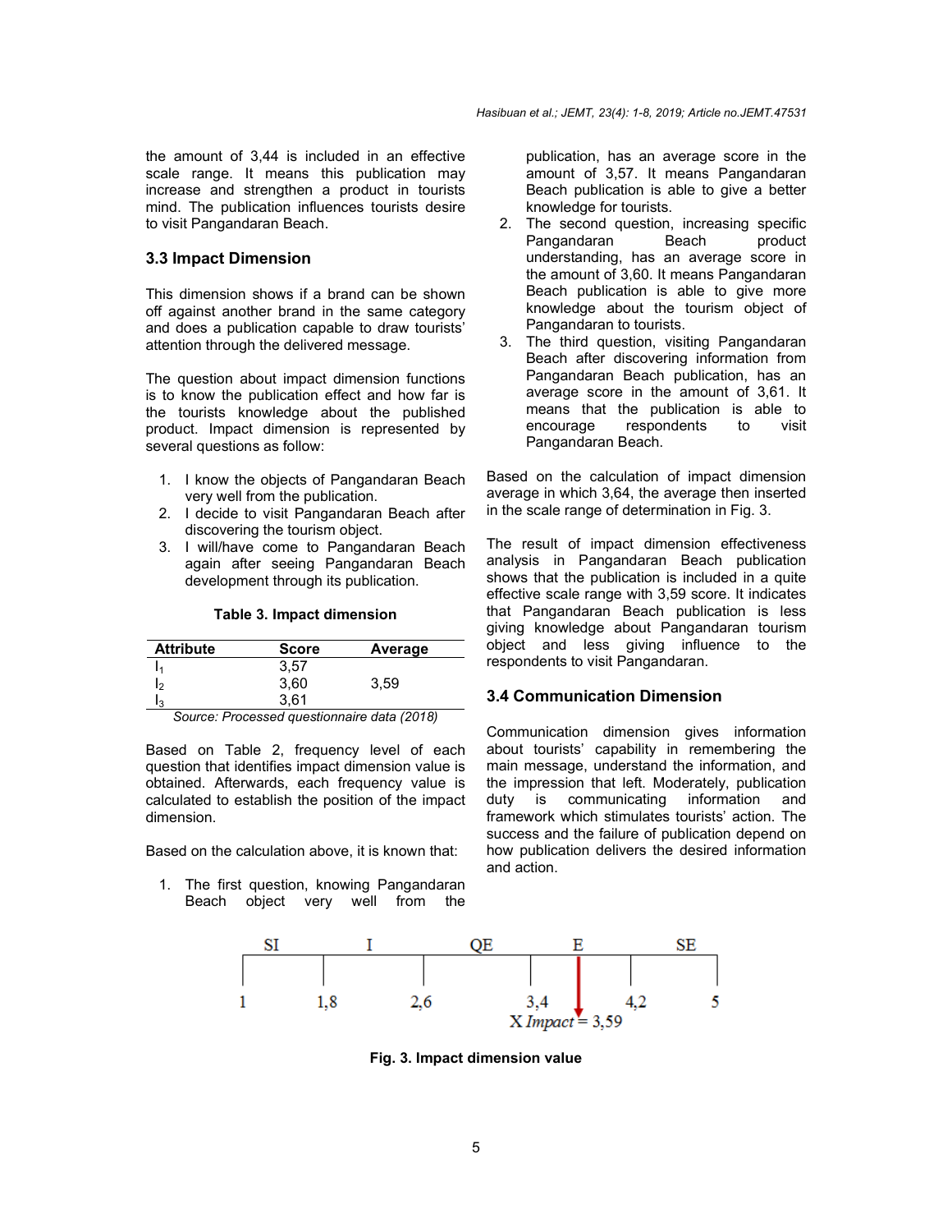the amount of 3,44 is included in an effective scale range. It means this publication may increase and strengthen a product in tourists mind. The publication influences tourists desire to visit Pangandaran Beach.

### 3.3 Impact Dimension

This dimension shows if a brand can be shown off against another brand in the same category and does a publication capable to draw tourists' attention through the delivered message.

The question about impact dimension functions is to know the publication effect and how far is the tourists knowledge about the published product. Impact dimension is represented by several questions as follow:

1. I know the objects of Pangandaran Beach very well from the publication.
2. I decide to visit Pangandaran Beach after discovering the tourism object.
3. I will/have come to Pangandaran Beach again after seeing Pangandaran Beach development through its publication.

**Table 3. Impact dimension**

| Attribute | Score | Average |
|---|---|---|
| $I_1$ | 3,57 | |
| $I_2$ | 3,60 | 3,59 |
| $I_3$ | 3,61 | |

*Source: Processed questionnaire data (2018)*

Based on Table 2, frequency level of each question that identifies impact dimension value is obtained. Afterwards, each frequency value is calculated to establish the position of the impact dimension.

Based on the calculation above, it is known that:

1. The first question, knowing Pangandaran Beach object very well from the publication, has an average score in the amount of 3,57. It means Pangandaran Beach publication is able to give a better knowledge for tourists.
2. The second question, increasing specific Pangandaran Beach product understanding, has an average score in the amount of 3,60. It means Pangandaran Beach publication is able to give more knowledge about the tourism object of Pangandaran to tourists.
3. The third question, visiting Pangandaran Beach after discovering information from Pangandaran Beach publication, has an average score in the amount of 3,61. It means that the publication is able to encourage respondents to visit Pangandaran Beach.

Based on the calculation of impact dimension average in which 3,64, the average then inserted in the scale range of determination in Fig. 3.

The result of impact dimension effectiveness analysis in Pangandaran Beach publication shows that the publication is included in a quite effective scale range with 3,59 score. It indicates that Pangandaran Beach publication is less giving knowledge about Pangandaran tourism object and less giving influence to the respondents to visit Pangandaran.

### 3.4 Communication Dimension

Communication dimension gives information about tourists' capability in remembering the main message, understand the information, and the impression that left. Moderately, publication duty is communicating information and framework which stimulates tourists' action. The success and the failure of publication depend on how publication delivers the desired information and action.

**Fig. 3. Impact dimension value**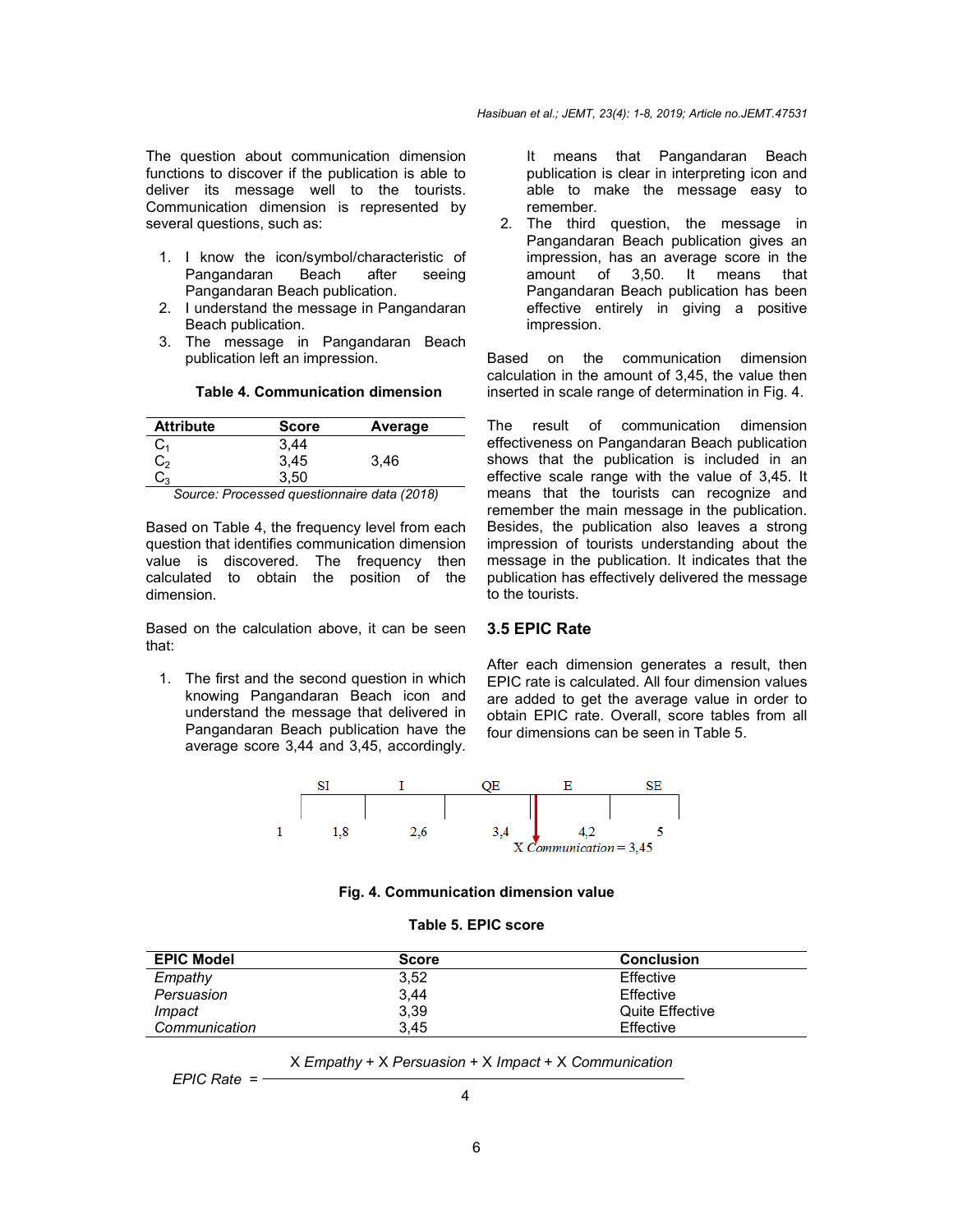The question about communication dimension functions to discover if the publication is able to deliver its message well to the tourists. Communication dimension is represented by several questions, such as:

1. I know the icon/symbol/characteristic of Pangandaran Beach after seeing Pangandaran Beach publication.
2. I understand the message in Pangandaran Beach publication.
3. The message in Pangandaran Beach publication left an impression.

**Table 4. Communication dimension**

| Attribute | Score | Average |
|---|---|---|
| $C_1$ | 3,44 | |
| $C_2$ | 3,45 | 3,46 |
| $C_3$ | 3,50 | |

*Source: Processed questionnaire data (2018)*

Based on Table 4, the frequency level from each question that identifies communication dimension value is discovered. The frequency then calculated to obtain the position of the dimension.

Based on the calculation above, it can be seen that:

1. The first and the second question in which knowing Pangandaran Beach icon and understand the message that delivered in Pangandaran Beach publication have the average score 3,44 and 3,45, accordingly. It means that Pangandaran Beach publication is clear in interpreting icon and able to make the message easy to remember.
2. The third question, the message in Pangandaran Beach publication gives an impression, has an average score in the amount of 3,50. It means that Pangandaran Beach publication has been effective entirely in giving a positive impression.

Based on the communication dimension calculation in the amount of 3,45, the value then inserted in scale range of determination in Fig. 4.

The result of communication dimension effectiveness on Pangandaran Beach publication shows that the publication is included in an effective scale range with the value of 3,45. It means that the tourists can recognize and remember the main message in the publication. Besides, the publication also leaves a strong impression of tourists understanding about the message in the publication. It indicates that the publication has effectively delivered the message to the tourists.

### 3.5 EPIC Rate

After each dimension generates a result, then EPIC rate is calculated. All four dimension values are added to get the average value in order to obtain EPIC rate. Overall, score tables from all four dimensions can be seen in Table 5.

SI | I | QE | E | SE

1 | 1,8 | 2,6 | 3,4 | 4,2 | 5

X *Communication* = 3,45

**Fig. 4. Communication dimension value**

**Table 5. EPIC score**

| EPIC Model | Score | Conclusion |
|---|---|---|
| *Empathy* | 3,52 | Effective |
| *Persuasion* | 3,44 | Effective |
| *Impact* | 3,39 | Quite Effective |
| *Communication* | 3,45 | Effective |

$$\textit{EPIC Rate} = \frac{X\ \textit{Empathy} + X\ \textit{Persuasion} + X\ \textit{Impact} + X\ \textit{Communication}}{4}$$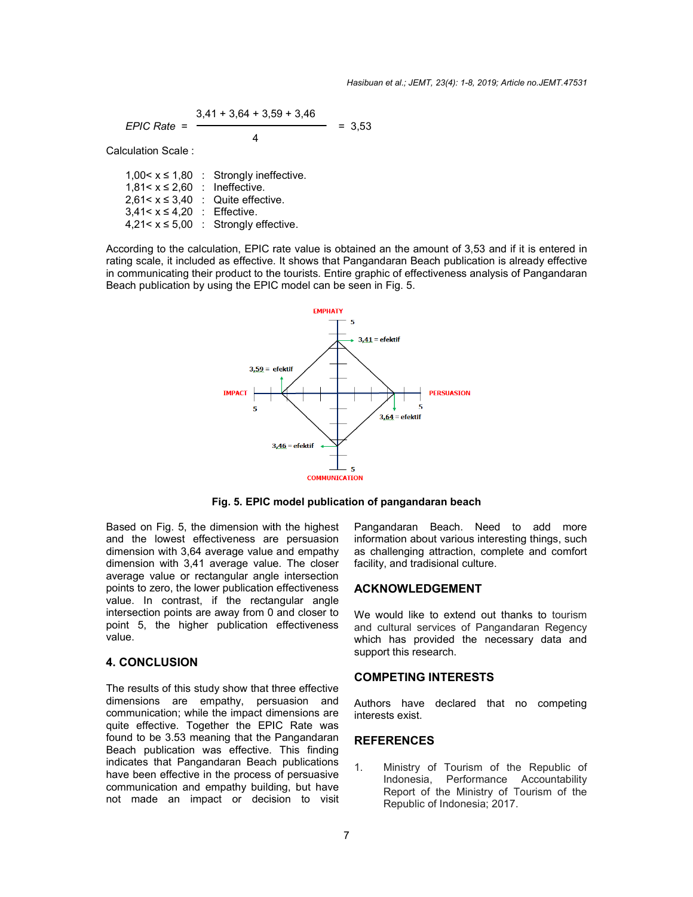$$EPIC\ Rate = \frac{3{,}41 + 3{,}64 + 3{,}59 + 3{,}46}{4} = 3{,}53$$

Calculation Scale :

- $1{,}00 < x \leq 1{,}80$ : Strongly ineffective.
- $1{,}81 < x \leq 2{,}60$ : Ineffective.
- $2{,}61 < x \leq 3{,}40$ : Quite effective.
- $3{,}41 < x \leq 4{,}20$ : Effective.
- $4{,}21 < x \leq 5{,}00$ : Strongly effective.

According to the calculation, EPIC rate value is obtained an the amount of 3,53 and if it is entered in rating scale, it included as effective. It shows that Pangandaran Beach publication is already effective in communicating their product to the tourists. Entire graphic of effectiveness analysis of Pangandaran Beach publication by using the EPIC model can be seen in Fig. 5.

**Fig. 5. EPIC model publication of pangandaran beach**

Based on Fig. 5, the dimension with the highest and the lowest effectiveness are persuasion dimension with 3,64 average value and empathy dimension with 3,41 average value. The closer average value or rectangular angle intersection points to zero, the lower publication effectiveness value. In contrast, if the rectangular angle intersection points are away from 0 and closer to point 5, the higher publication effectiveness value.

## 4. CONCLUSION

The results of this study show that three effective dimensions are empathy, persuasion and communication; while the impact dimensions are quite effective. Together the EPIC Rate was found to be 3.53 meaning that the Pangandaran Beach publication was effective. This finding indicates that Pangandaran Beach publications have been effective in the process of persuasive communication and empathy building, but have not made an impact or decision to visit Pangandaran Beach. Need to add more information about various interesting things, such as challenging attraction, complete and comfort facility, and tradisional culture.

## ACKNOWLEDGEMENT

We would like to extend out thanks to tourism and cultural services of Pangandaran Regency which has provided the necessary data and support this research.

## COMPETING INTERESTS

Authors have declared that no competing interests exist.

## REFERENCES

1. Ministry of Tourism of the Republic of Indonesia, Performance Accountability Report of the Ministry of Tourism of the Republic of Indonesia; 2017.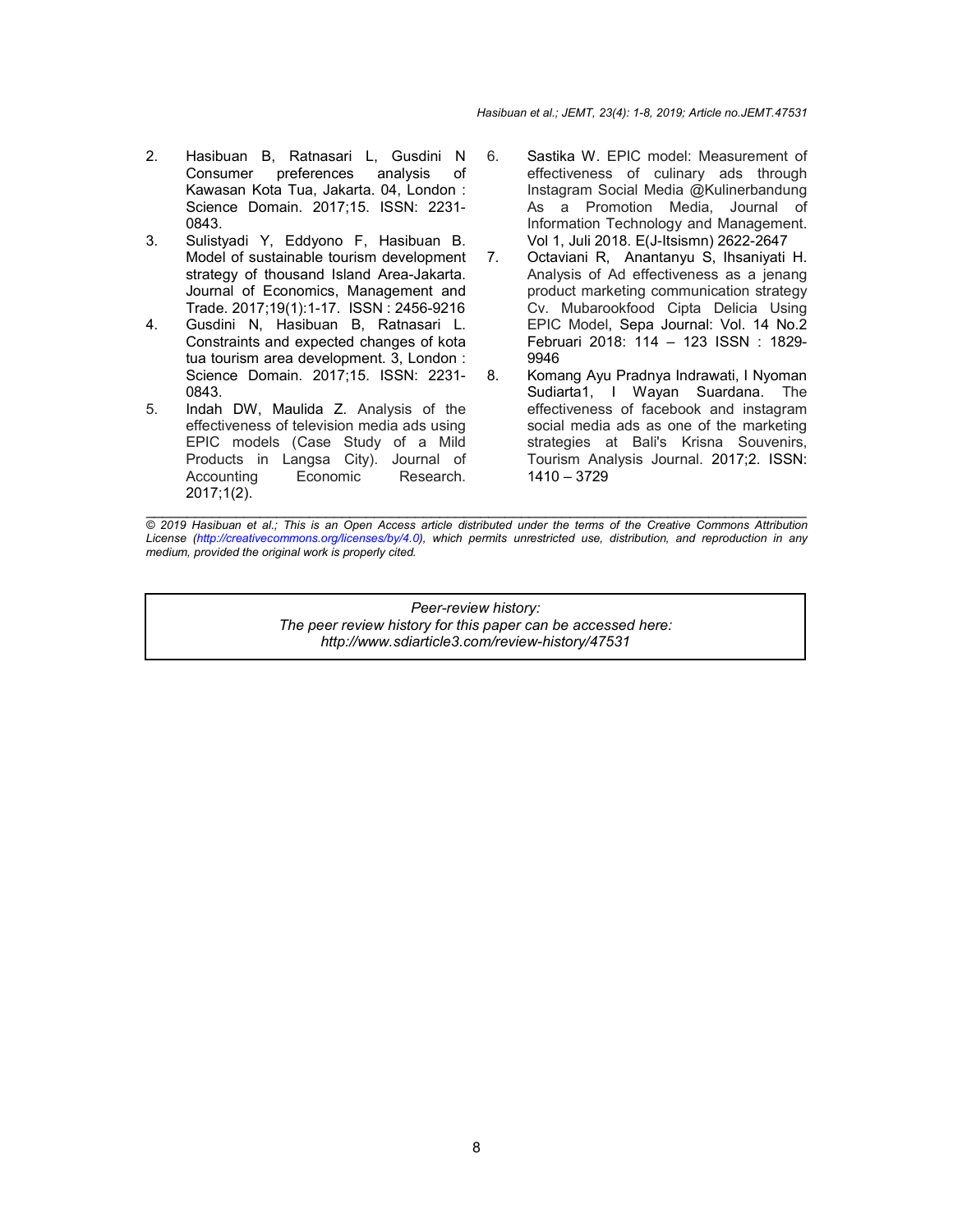2. Hasibuan B, Ratnasari L, Gusdini N Consumer preferences analysis of Kawasan Kota Tua, Jakarta. 04, London : Science Domain. 2017;15. ISSN: 2231-0843.
3. Sulistyadi Y, Eddyono F, Hasibuan B. Model of sustainable tourism development strategy of thousand Island Area-Jakarta. Journal of Economics, Management and Trade. 2017;19(1):1-17. ISSN : 2456-9216
4. Gusdini N, Hasibuan B, Ratnasari L. Constraints and expected changes of kota tua tourism area development. 3, London : Science Domain. 2017;15. ISSN: 2231-0843.
5. Indah DW, Maulida Z. Analysis of the effectiveness of television media ads using EPIC models (Case Study of a Mild Products in Langsa City). Journal of Accounting Economic Research. 2017;1(2).
6. Sastika W. EPIC model: Measurement of effectiveness of culinary ads through Instagram Social Media @Kulinerbandung As a Promotion Media, Journal of Information Technology and Management. Vol 1, Juli 2018. E(J-Itsismn) 2622-2647
7. Octaviani R, Anantanyu S, Ihsaniyati H. Analysis of Ad effectiveness as a jenang product marketing communication strategy Cv. Mubarookfood Cipta Delicia Using EPIC Model, Sepa Journal: Vol. 14 No.2 Februari 2018: 114 – 123 ISSN : 1829-9946
8. Komang Ayu Pradnya Indrawati, I Nyoman Sudiarta1, I Wayan Suardana. The effectiveness of facebook and instagram social media ads as one of the marketing strategies at Bali's Krisna Souvenirs, Tourism Analysis Journal. 2017;2. ISSN: 1410 – 3729

---

*© 2019 Hasibuan et al.; This is an Open Access article distributed under the terms of the Creative Commons Attribution License (http://creativecommons.org/licenses/by/4.0), which permits unrestricted use, distribution, and reproduction in any medium, provided the original work is properly cited.*

*Peer-review history:*
*The peer review history for this paper can be accessed here:*
*http://www.sdiarticle3.com/review-history/47531*